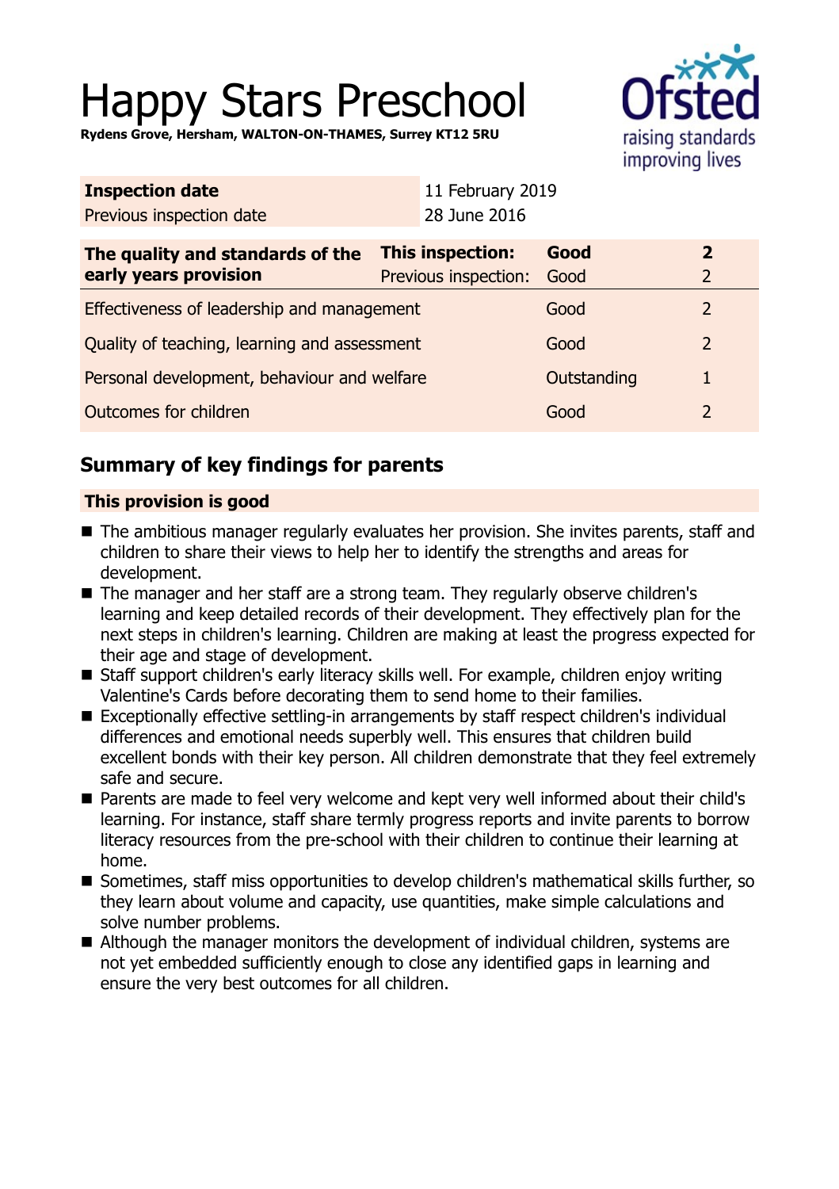# Happy Stars Preschool

**Rydens Grove, Hersham, WALTON-ON-THAMES, Surrey KT12 5RU**

| **Inspection date** | 11 February 2019 |
|---|---|
| Previous inspection date | 28 June 2016 |

| **The quality and standards of the early years provision** | **This inspection:** | **Good** | **2** |
|---|---|---|---|
| | Previous inspection: | Good | 2 |
| Effectiveness of leadership and management | | Good | 2 |
| Quality of teaching, learning and assessment | | Good | 2 |
| Personal development, behaviour and welfare | | Outstanding | 1 |
| Outcomes for children | | Good | 2 |

## Summary of key findings for parents

**This provision is good**

- The ambitious manager regularly evaluates her provision. She invites parents, staff and children to share their views to help her to identify the strengths and areas for development.
- The manager and her staff are a strong team. They regularly observe children's learning and keep detailed records of their development. They effectively plan for the next steps in children's learning. Children are making at least the progress expected for their age and stage of development.
- Staff support children's early literacy skills well. For example, children enjoy writing Valentine's Cards before decorating them to send home to their families.
- Exceptionally effective settling-in arrangements by staff respect children's individual differences and emotional needs superbly well. This ensures that children build excellent bonds with their key person. All children demonstrate that they feel extremely safe and secure.
- Parents are made to feel very welcome and kept very well informed about their child's learning. For instance, staff share termly progress reports and invite parents to borrow literacy resources from the pre-school with their children to continue their learning at home.
- Sometimes, staff miss opportunities to develop children's mathematical skills further, so they learn about volume and capacity, use quantities, make simple calculations and solve number problems.
- Although the manager monitors the development of individual children, systems are not yet embedded sufficiently enough to close any identified gaps in learning and ensure the very best outcomes for all children.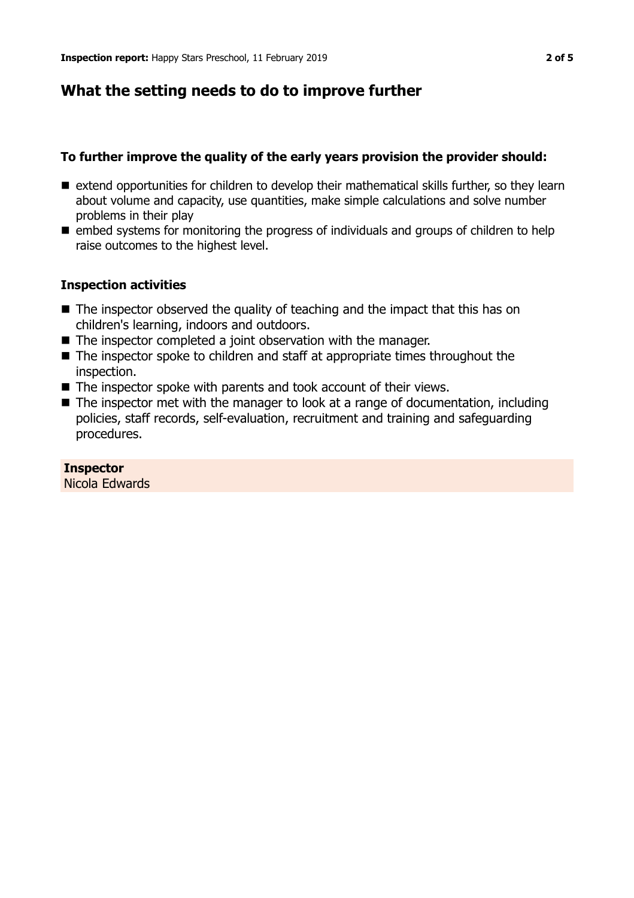## What the setting needs to do to improve further

### To further improve the quality of the early years provision the provider should:

- extend opportunities for children to develop their mathematical skills further, so they learn about volume and capacity, use quantities, make simple calculations and solve number problems in their play
- embed systems for monitoring the progress of individuals and groups of children to help raise outcomes to the highest level.

### Inspection activities

- The inspector observed the quality of teaching and the impact that this has on children's learning, indoors and outdoors.
- The inspector completed a joint observation with the manager.
- The inspector spoke to children and staff at appropriate times throughout the inspection.
- The inspector spoke with parents and took account of their views.
- The inspector met with the manager to look at a range of documentation, including policies, staff records, self-evaluation, recruitment and training and safeguarding procedures.

**Inspector**
Nicola Edwards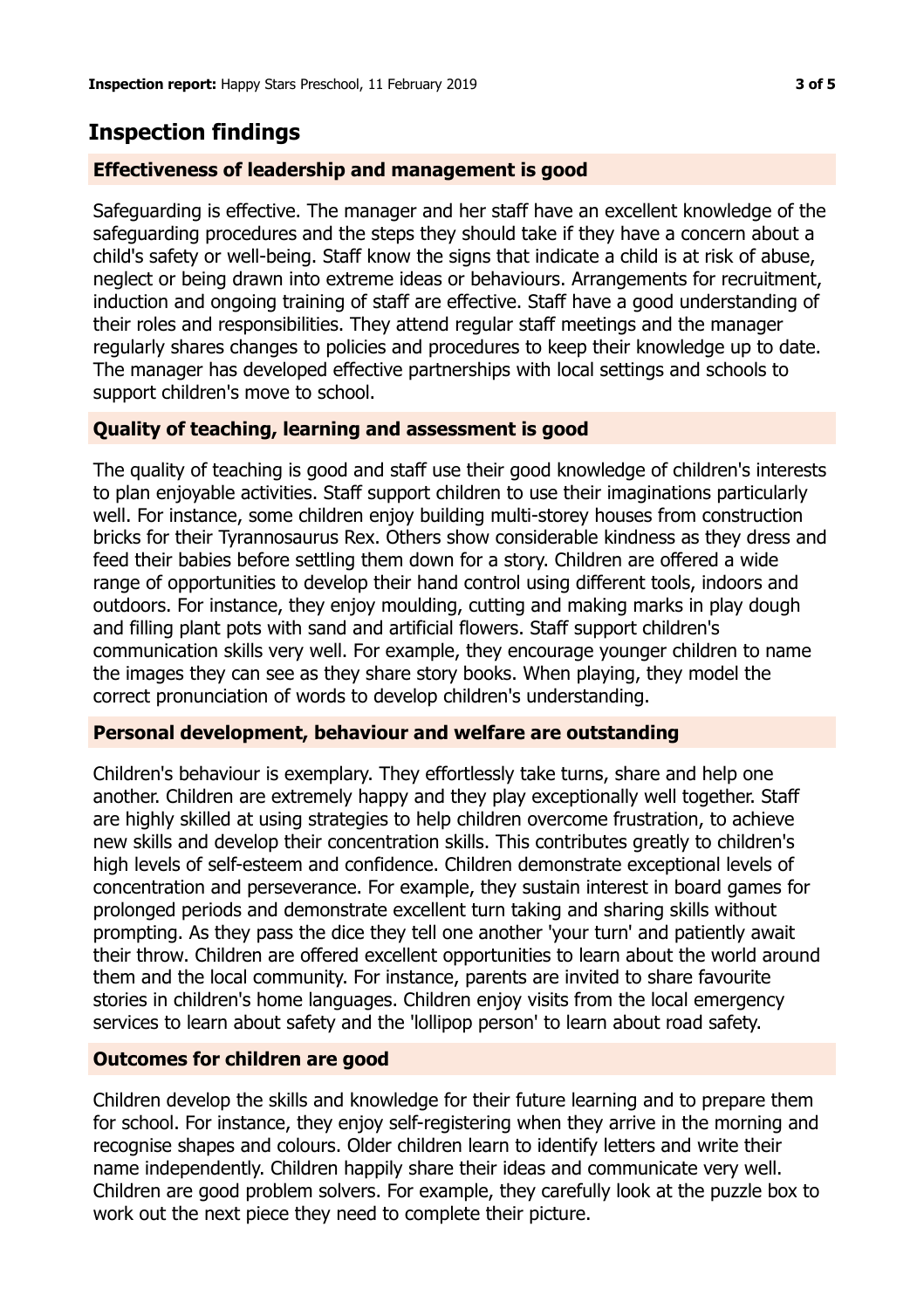## Inspection findings

### Effectiveness of leadership and management is good

Safeguarding is effective. The manager and her staff have an excellent knowledge of the safeguarding procedures and the steps they should take if they have a concern about a child's safety or well-being. Staff know the signs that indicate a child is at risk of abuse, neglect or being drawn into extreme ideas or behaviours. Arrangements for recruitment, induction and ongoing training of staff are effective. Staff have a good understanding of their roles and responsibilities. They attend regular staff meetings and the manager regularly shares changes to policies and procedures to keep their knowledge up to date. The manager has developed effective partnerships with local settings and schools to support children's move to school.

### Quality of teaching, learning and assessment is good

The quality of teaching is good and staff use their good knowledge of children's interests to plan enjoyable activities. Staff support children to use their imaginations particularly well. For instance, some children enjoy building multi-storey houses from construction bricks for their Tyrannosaurus Rex. Others show considerable kindness as they dress and feed their babies before settling them down for a story. Children are offered a wide range of opportunities to develop their hand control using different tools, indoors and outdoors. For instance, they enjoy moulding, cutting and making marks in play dough and filling plant pots with sand and artificial flowers. Staff support children's communication skills very well. For example, they encourage younger children to name the images they can see as they share story books. When playing, they model the correct pronunciation of words to develop children's understanding.

### Personal development, behaviour and welfare are outstanding

Children's behaviour is exemplary. They effortlessly take turns, share and help one another. Children are extremely happy and they play exceptionally well together. Staff are highly skilled at using strategies to help children overcome frustration, to achieve new skills and develop their concentration skills. This contributes greatly to children's high levels of self-esteem and confidence. Children demonstrate exceptional levels of concentration and perseverance. For example, they sustain interest in board games for prolonged periods and demonstrate excellent turn taking and sharing skills without prompting. As they pass the dice they tell one another 'your turn' and patiently await their throw. Children are offered excellent opportunities to learn about the world around them and the local community. For instance, parents are invited to share favourite stories in children's home languages. Children enjoy visits from the local emergency services to learn about safety and the 'lollipop person' to learn about road safety.

### Outcomes for children are good

Children develop the skills and knowledge for their future learning and to prepare them for school. For instance, they enjoy self-registering when they arrive in the morning and recognise shapes and colours. Older children learn to identify letters and write their name independently. Children happily share their ideas and communicate very well. Children are good problem solvers. For example, they carefully look at the puzzle box to work out the next piece they need to complete their picture.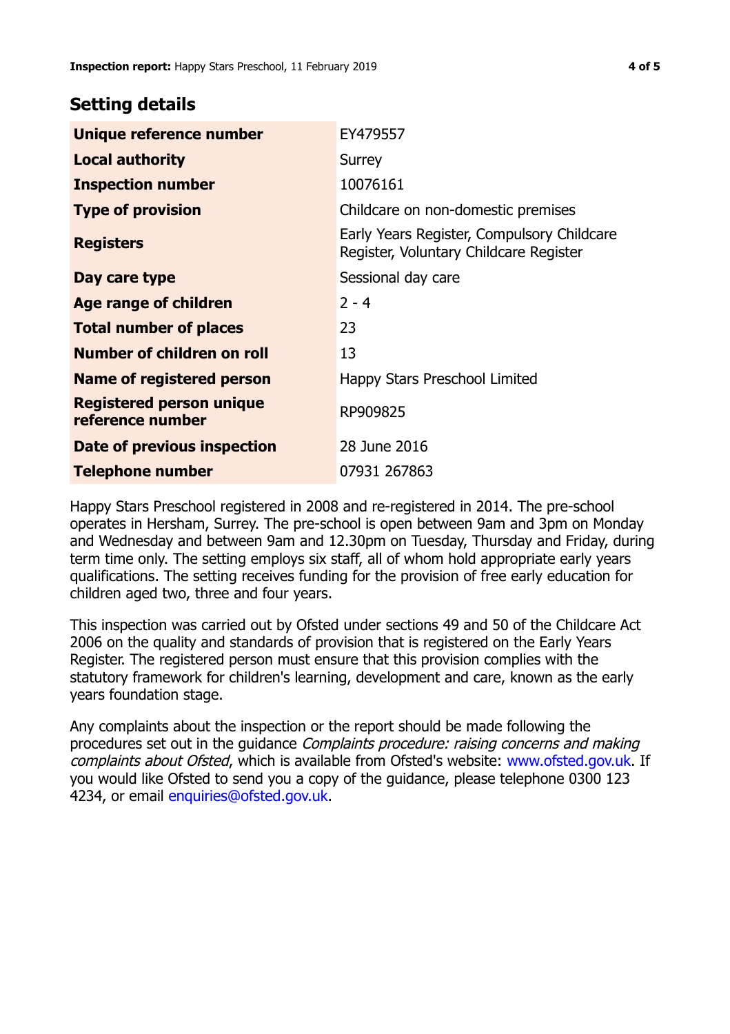## Setting details

| | |
|---|---|
| **Unique reference number** | EY479557 |
| **Local authority** | Surrey |
| **Inspection number** | 10076161 |
| **Type of provision** | Childcare on non-domestic premises |
| **Registers** | Early Years Register, Compulsory Childcare Register, Voluntary Childcare Register |
| **Day care type** | Sessional day care |
| **Age range of children** | 2 - 4 |
| **Total number of places** | 23 |
| **Number of children on roll** | 13 |
| **Name of registered person** | Happy Stars Preschool Limited |
| **Registered person unique reference number** | RP909825 |
| **Date of previous inspection** | 28 June 2016 |
| **Telephone number** | 07931 267863 |

Happy Stars Preschool registered in 2008 and re-registered in 2014. The pre-school operates in Hersham, Surrey. The pre-school is open between 9am and 3pm on Monday and Wednesday and between 9am and 12.30pm on Tuesday, Thursday and Friday, during term time only. The setting employs six staff, all of whom hold appropriate early years qualifications. The setting receives funding for the provision of free early education for children aged two, three and four years.

This inspection was carried out by Ofsted under sections 49 and 50 of the Childcare Act 2006 on the quality and standards of provision that is registered on the Early Years Register. The registered person must ensure that this provision complies with the statutory framework for children's learning, development and care, known as the early years foundation stage.

Any complaints about the inspection or the report should be made following the procedures set out in the guidance *Complaints procedure: raising concerns and making complaints about Ofsted*, which is available from Ofsted's website: www.ofsted.gov.uk. If you would like Ofsted to send you a copy of the guidance, please telephone 0300 123 4234, or email enquiries@ofsted.gov.uk.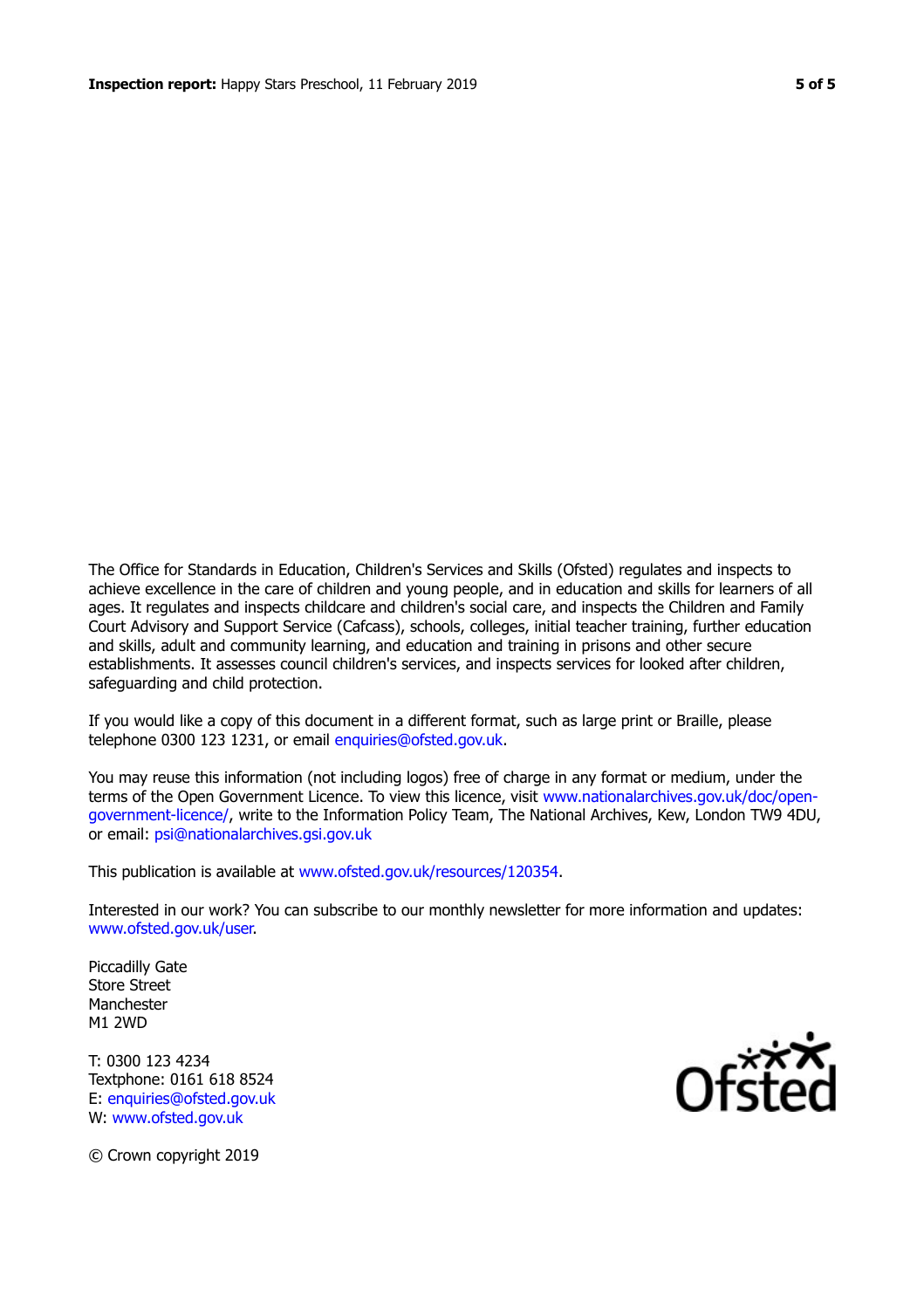The Office for Standards in Education, Children's Services and Skills (Ofsted) regulates and inspects to achieve excellence in the care of children and young people, and in education and skills for learners of all ages. It regulates and inspects childcare and children's social care, and inspects the Children and Family Court Advisory and Support Service (Cafcass), schools, colleges, initial teacher training, further education and skills, adult and community learning, and education and training in prisons and other secure establishments. It assesses council children's services, and inspects services for looked after children, safeguarding and child protection.

If you would like a copy of this document in a different format, such as large print or Braille, please telephone 0300 123 1231, or email enquiries@ofsted.gov.uk.

You may reuse this information (not including logos) free of charge in any format or medium, under the terms of the Open Government Licence. To view this licence, visit www.nationalarchives.gov.uk/doc/open-government-licence/, write to the Information Policy Team, The National Archives, Kew, London TW9 4DU, or email: psi@nationalarchives.gsi.gov.uk

This publication is available at www.ofsted.gov.uk/resources/120354.

Interested in our work? You can subscribe to our monthly newsletter for more information and updates: www.ofsted.gov.uk/user.

Piccadilly Gate
Store Street
Manchester
M1 2WD

T: 0300 123 4234
Textphone: 0161 618 8524
E: enquiries@ofsted.gov.uk
W: www.ofsted.gov.uk

Ofsted

© Crown copyright 2019